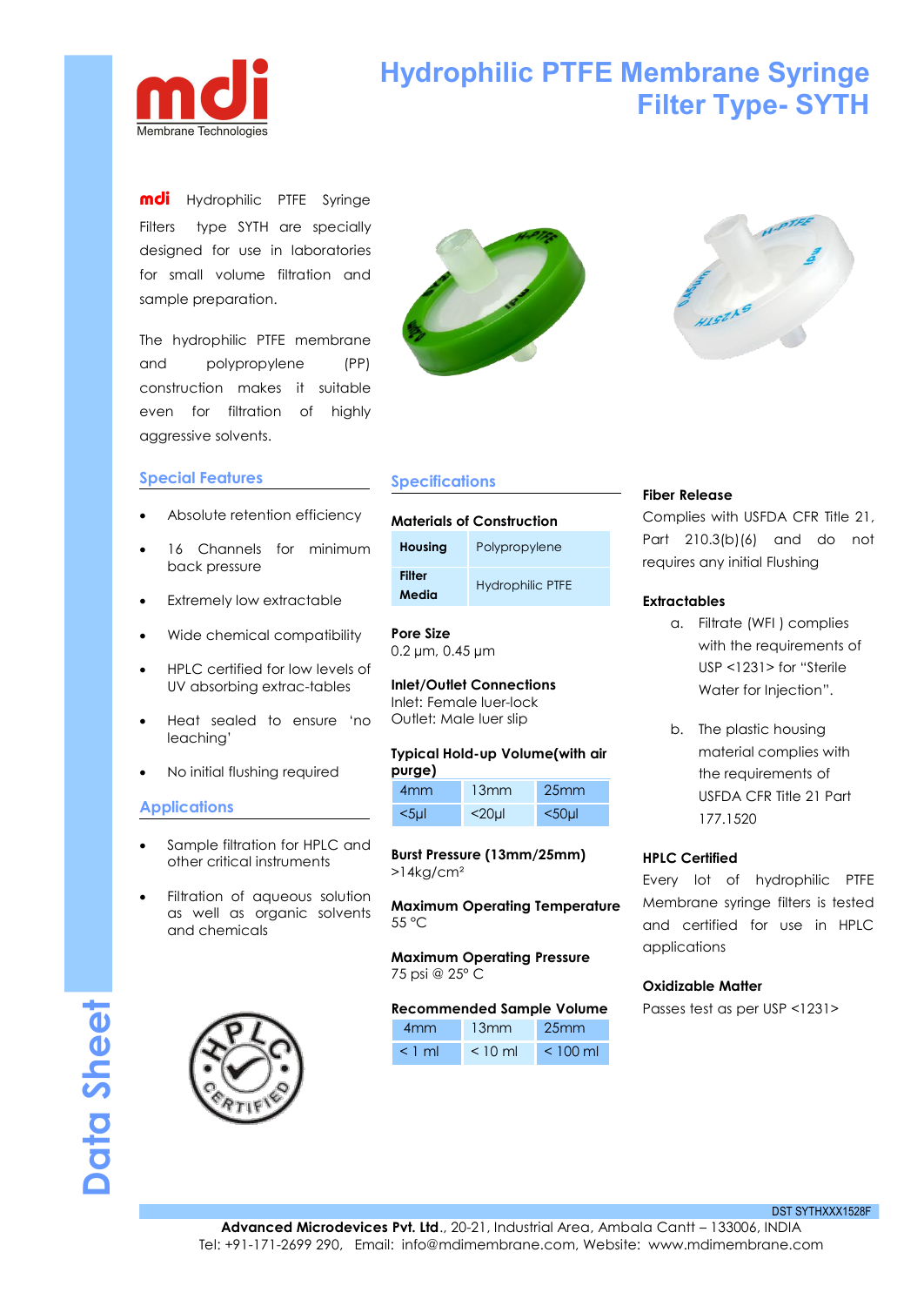# Hydrophilic PTFE Membrane Syringe Filter Type- SYTH

**mdi** Hydrophilic PTFE Syringe Filters type SYTH are specially designed for use in laboratories for small volume filtration and sample preparation.

The hydrophilic PTFE membrane and polypropylene (PP) construction makes it suitable even for filtration of highly aggressive solvents.

## Special Features

- Absolute retention efficiency
- 16 Channels for minimum back pressure
- Extremely low extractable
- Wide chemical compatibility
- HPLC certified for low levels of UV absorbing extrac-tables
- Heat sealed to ensure 'no leaching'
- No initial flushing required

## Applications

- Sample filtration for HPLC and other critical instruments
- Filtration of aqueous solution as well as organic solvents and chemicals

## Specifications

**Materials of Construction**

| | |
|---|---|
| **Housing** | Polypropylene |
| **Filter Media** | Hydrophilic PTFE |

**Pore Size**
0.2 µm, 0.45 µm

**Inlet/Outlet Connections**
Inlet: Female luer-lock
Outlet: Male luer slip

**Typical Hold-up Volume(with air purge)**

| 4mm | 13mm | 25mm |
|---|---|---|
| <5µl | <20µl | <50µl |

**Burst Pressure (13mm/25mm)**
>14kg/cm²

**Maximum Operating Temperature**
55 °C

**Maximum Operating Pressure**
75 psi @ 25° C

**Recommended Sample Volume**

| 4mm | 13mm | 25mm |
|---|---|---|
| < 1 ml | < 10 ml | < 100 ml |

**Fiber Release**
Complies with USFDA CFR Title 21, Part 210.3(b)(6) and do not requires any initial Flushing

**Extractables**

a. Filtrate (WFI ) complies with the requirements of USP <1231> for "Sterile Water for Injection".

b. The plastic housing material complies with the requirements of USFDA CFR Title 21 Part 177.1520

**HPLC Certified**
Every lot of hydrophilic PTFE Membrane syringe filters is tested and certified for use in HPLC applications

**Oxidizable Matter**
Passes test as per USP <1231>

DST SYTHXXX1528F

**Advanced Microdevices Pvt. Ltd**., 20-21, Industrial Area, Ambala Cantt – 133006, INDIA
Tel: +91-171-2699 290, Email: info@mdimembrane.com, Website: www.mdimembrane.com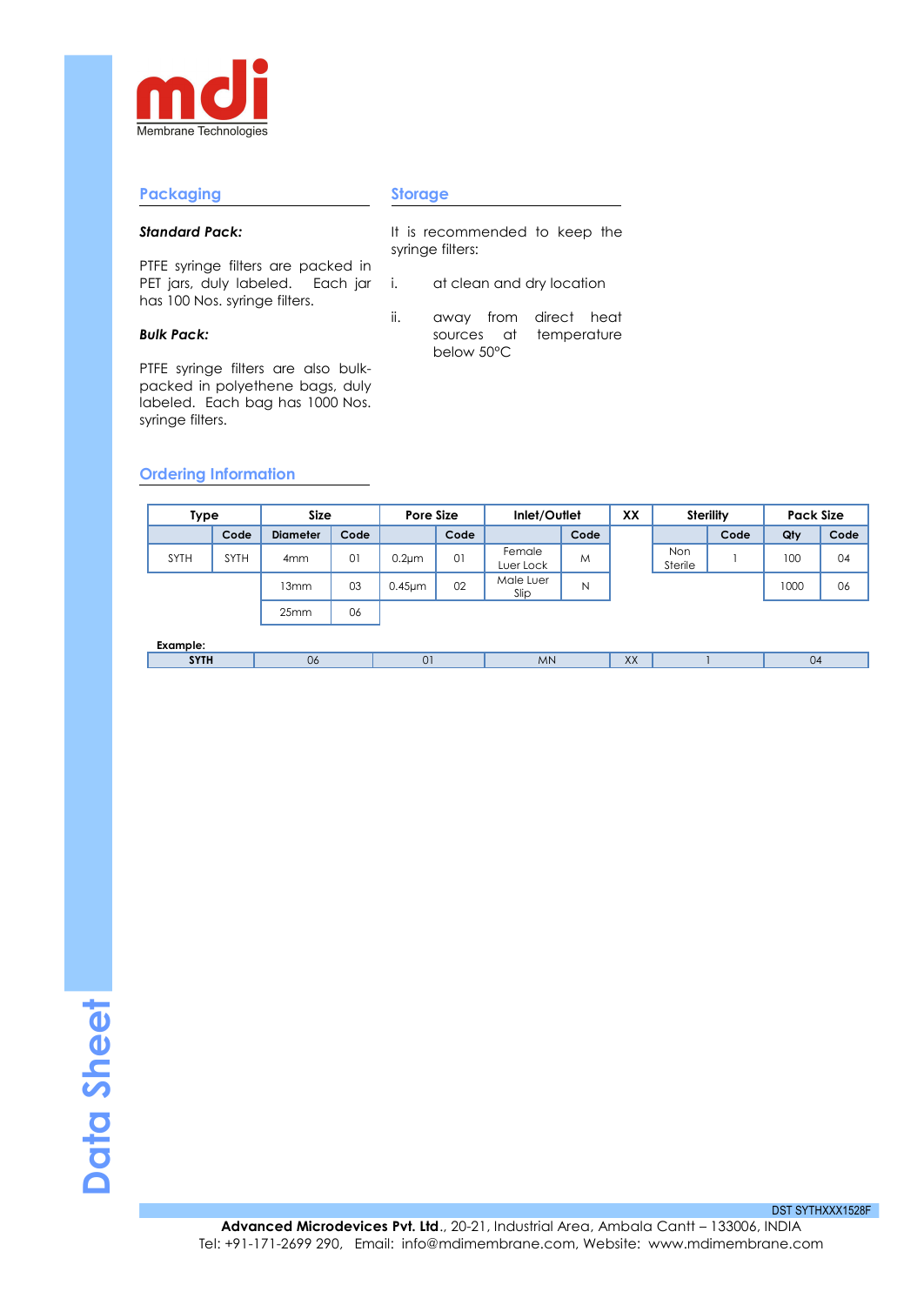mdi

Membrane Technologies

## Packaging

***Standard Pack:***

PTFE syringe filters are packed in PET jars, duly labeled. Each jar has 100 Nos. syringe filters.

***Bulk Pack:***

PTFE syringe filters are also bulk-packed in polyethene bags, duly labeled. Each bag has 1000 Nos. syringe filters.

## Storage

It is recommended to keep the syringe filters:

i. at clean and dry location

ii. away from direct heat sources at temperature below 50°C

## Ordering Information

| Type | | Size | | Pore Size | | Inlet/Outlet | | XX | Sterility | | Pack Size | |
|---|---|---|---|---|---|---|---|---|---|---|---|---|
| | Code | Diameter | Code | | Code | | Code | | | Code | Qty | Code |
| SYTH | SYTH | 4mm | 01 | 0.2µm | 01 | Female Luer Lock | M | | Non Sterile | 1 | 100 | 04 |
| | | 13mm | 03 | 0.45µm | 02 | Male Luer Slip | N | | | | 1000 | 06 |
| | | 25mm | 06 | | | | | | | | | |

**Example:**

| | | | | | | |
|---|---|---|---|---|---|---|
| **SYTH** | 06 | 01 | MN | XX | 1 | 04 |

DST SYTHXXX1528F

**Advanced Microdevices Pvt. Ltd**., 20-21, Industrial Area, Ambala Cantt – 133006, INDIA
Tel: +91-171-2699 290, Email: info@mdimembrane.com, Website: www.mdimembrane.com